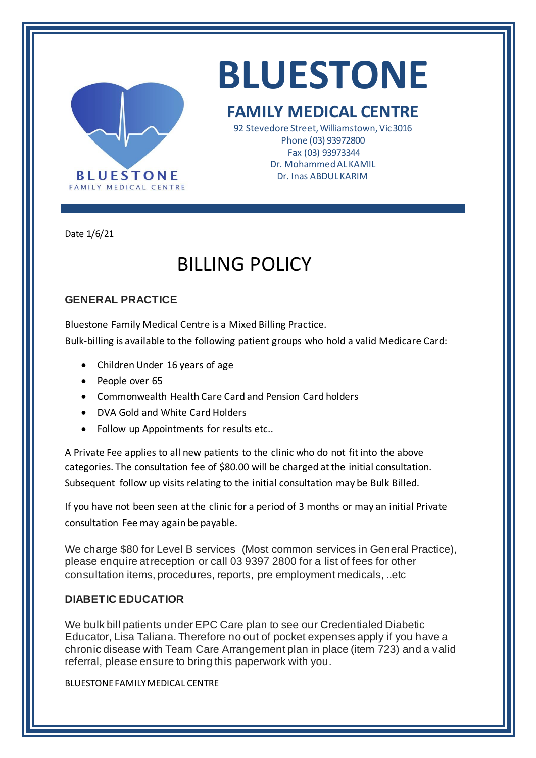# BLUESTONE

## FAMILY MEDICAL CENTRE

92 Stevedore Street, Williamstown, Vic 3016
Phone (03) 93972800
Fax (03) 93973344
Dr. Mohammed AL KAMIL
Dr. Inas ABDUL KARIM

Date 1/6/21

# BILLING POLICY

### GENERAL PRACTICE

Bluestone Family Medical Centre is a Mixed Billing Practice.
Bulk-billing is available to the following patient groups who hold a valid Medicare Card:

- Children Under 16 years of age
- People over 65
- Commonwealth Health Care Card and Pension Card holders
- DVA Gold and White Card Holders
- Follow up Appointments for results etc..

A Private Fee applies to all new patients to the clinic who do not fit into the above categories. The consultation fee of $80.00 will be charged at the initial consultation. Subsequent follow up visits relating to the initial consultation may be Bulk Billed.

If you have not been seen at the clinic for a period of 3 months or may an initial Private consultation Fee may again be payable.

We charge $80 for Level B services (Most common services in General Practice), please enquire at reception or call 03 9397 2800 for a list of fees for other consultation items, procedures, reports, pre employment medicals, ..etc

### DIABETIC EDUCATIOR

We bulk bill patients under EPC Care plan to see our Credentialed Diabetic Educator, Lisa Taliana. Therefore no out of pocket expenses apply if you have a chronic disease with Team Care Arrangement plan in place (item 723) and a valid referral, please ensure to bring this paperwork with you.

BLUESTONE FAMILY MEDICAL CENTRE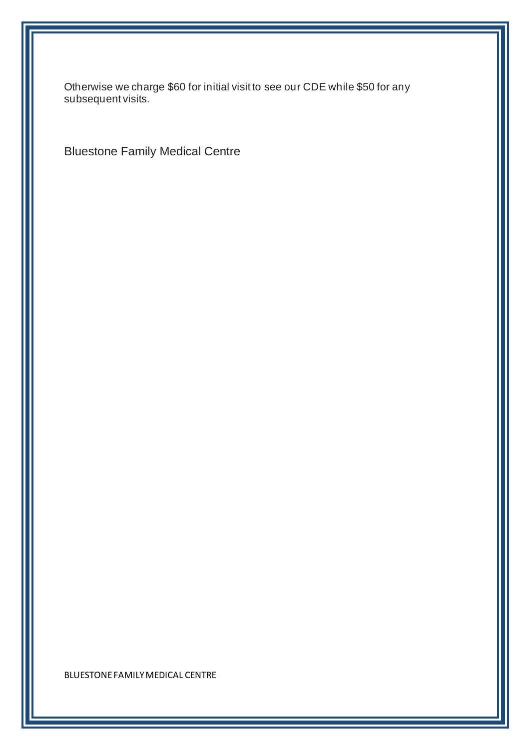Otherwise we charge $60 for initial visit to see our CDE while $50 for any subsequent visits.

Bluestone Family Medical Centre